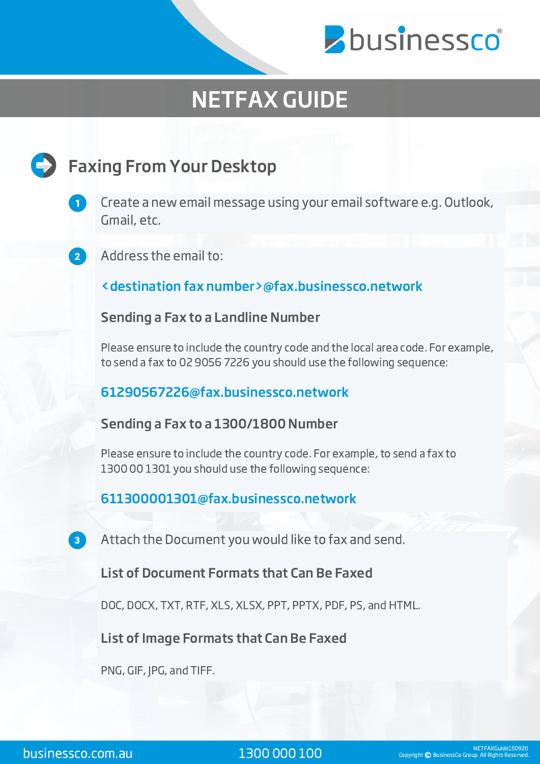businessco®

# NETFAX GUIDE

## Faxing From Your Desktop

1. Create a new email message using your email software e.g. Outlook, Gmail, etc.

2. Address the email to:

   <destination fax number>@fax.businessco.network

   ### Sending a Fax to a Landline Number

   Please ensure to include the country code and the local area code. For example, to send a fax to 02 9056 7226 you should use the following sequence:

   61290567226@fax.businessco.network

   ### Sending a Fax to a 1300/1800 Number

   Please ensure to include the country code. For example, to send a fax to 1300 00 1301 you should use the following sequence:

   611300001301@fax.businessco.network

3. Attach the Document you would like to fax and send.

   ### List of Document Formats that Can Be Faxed

   DOC, DOCX, TXT, RTF, XLS, XLSX, PPT, PPTX, PDF, PS, and HTML.

   ### List of Image Formats that Can Be Faxed

   PNG, GIF, JPG, and TIFF.

businessco.com.au 1300 000 100

NETFAXGuide150920
Copyright © BusinessCo Group. All Rights Reserved.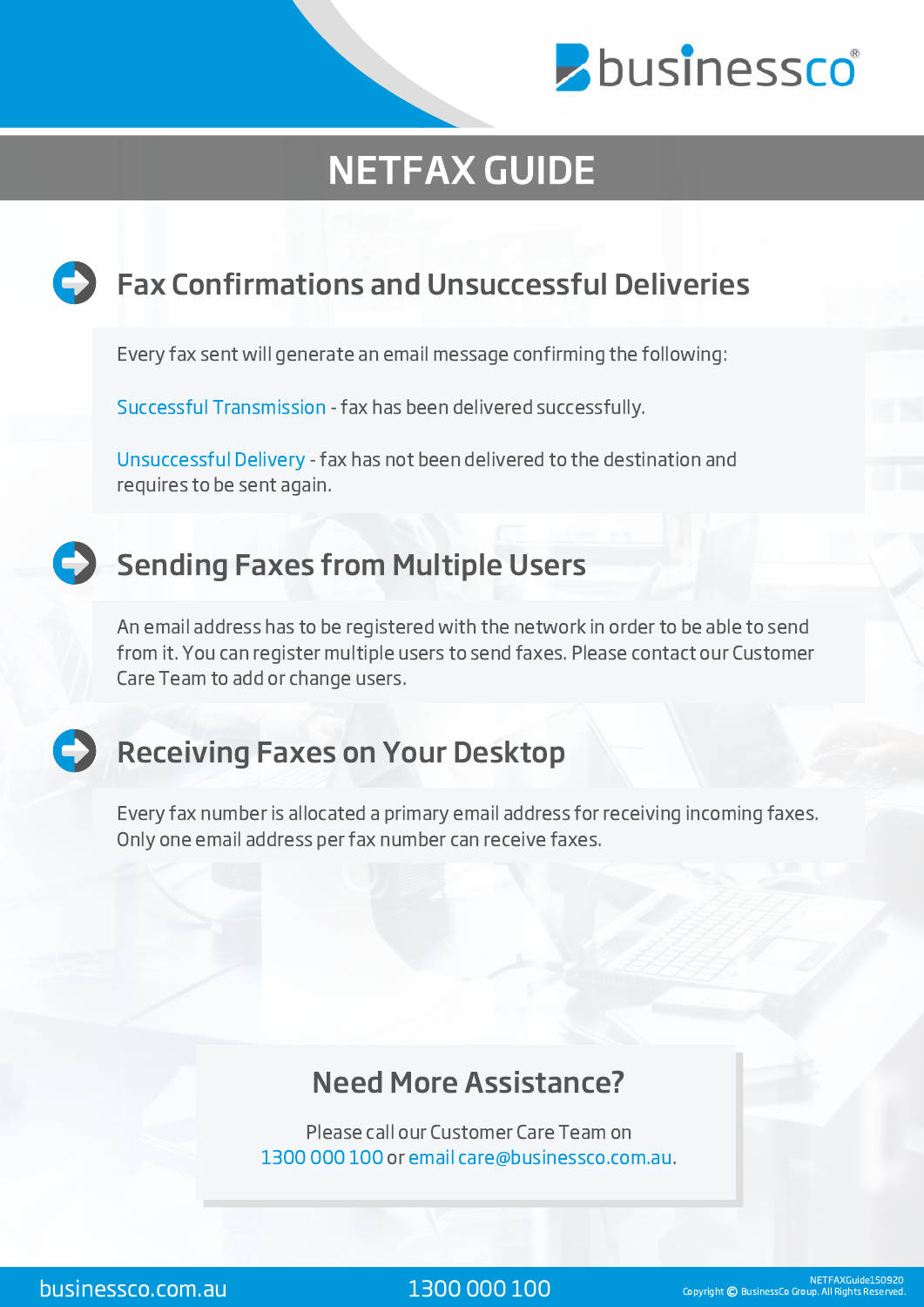# NETFAX GUIDE

## Fax Confirmations and Unsuccessful Deliveries

Every fax sent will generate an email message confirming the following:

Successful Transmission - fax has been delivered successfully.

Unsuccessful Delivery - fax has not been delivered to the destination and requires to be sent again.

## Sending Faxes from Multiple Users

An email address has to be registered with the network in order to be able to send from it. You can register multiple users to send faxes. Please contact our Customer Care Team to add or change users.

## Receiving Faxes on Your Desktop

Every fax number is allocated a primary email address for receiving incoming faxes. Only one email address per fax number can receive faxes.

### Need More Assistance?

Please call our Customer Care Team on 1300 000 100 or email care@businessco.com.au.

businessco.com.au

1300 000 100

NETFAXGuide150920

Copyright © BusinessCo Group. All Rights Reserved.